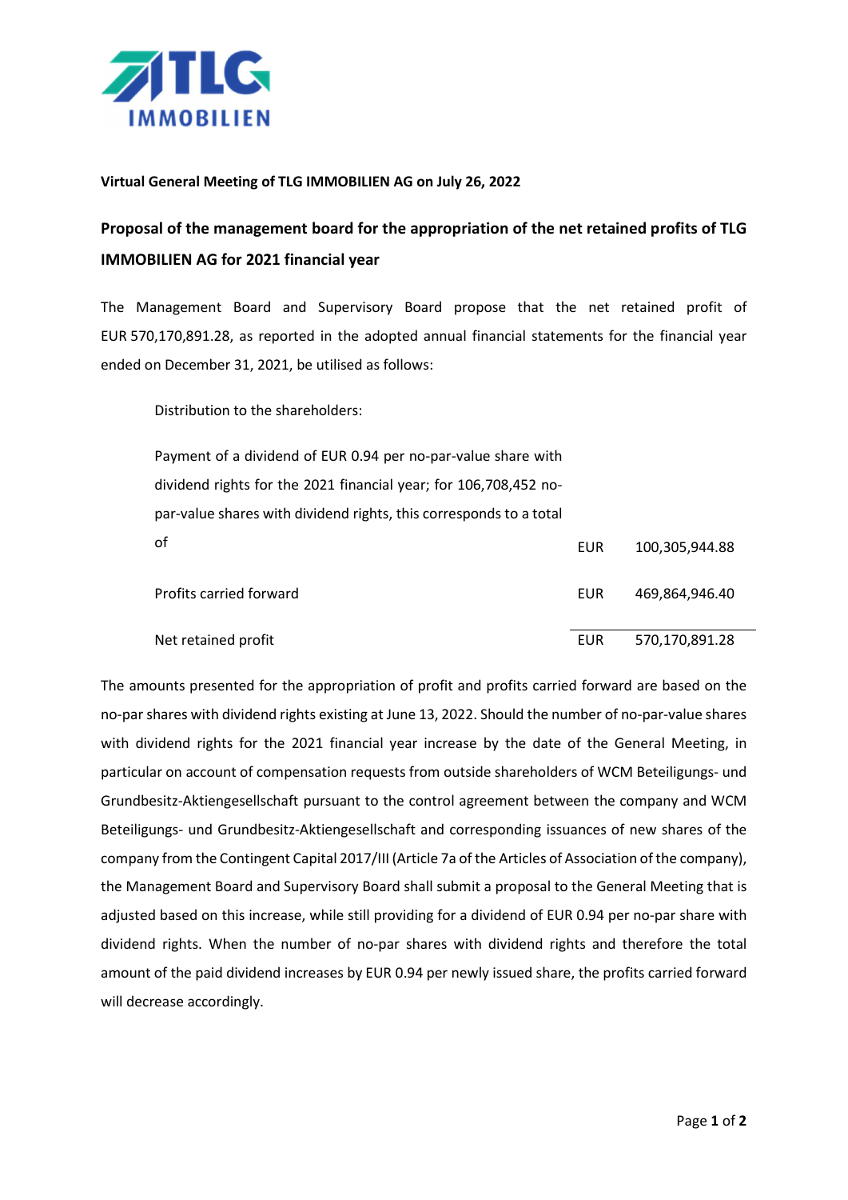**Virtual General Meeting of TLG IMMOBILIEN AG on July 26, 2022**

## Proposal of the management board for the appropriation of the net retained profits of TLG IMMOBILIEN AG for 2021 financial year

The Management Board and Supervisory Board propose that the net retained profit of EUR 570,170,891.28, as reported in the adopted annual financial statements for the financial year ended on December 31, 2021, be utilised as follows:

Distribution to the shareholders:

| | | |
|---|---|---|
| Payment of a dividend of EUR 0.94 per no-par-value share with dividend rights for the 2021 financial year; for 106,708,452 no-par-value shares with dividend rights, this corresponds to a total of | EUR | 100,305,944.88 |
| Profits carried forward | EUR | 469,864,946.40 |
| Net retained profit | EUR | 570,170,891.28 |

The amounts presented for the appropriation of profit and profits carried forward are based on the no-par shares with dividend rights existing at June 13, 2022. Should the number of no-par-value shares with dividend rights for the 2021 financial year increase by the date of the General Meeting, in particular on account of compensation requests from outside shareholders of WCM Beteiligungs- und Grundbesitz-Aktiengesellschaft pursuant to the control agreement between the company and WCM Beteiligungs- und Grundbesitz-Aktiengesellschaft and corresponding issuances of new shares of the company from the Contingent Capital 2017/III (Article 7a of the Articles of Association of the company), the Management Board and Supervisory Board shall submit a proposal to the General Meeting that is adjusted based on this increase, while still providing for a dividend of EUR 0.94 per no-par share with dividend rights. When the number of no-par shares with dividend rights and therefore the total amount of the paid dividend increases by EUR 0.94 per newly issued share, the profits carried forward will decrease accordingly.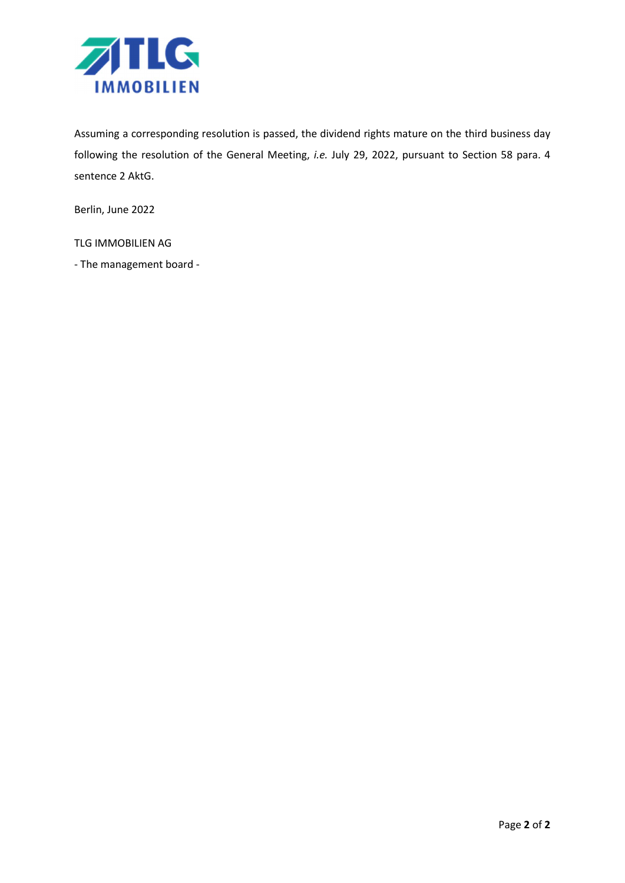Assuming a corresponding resolution is passed, the dividend rights mature on the third business day following the resolution of the General Meeting, *i.e.* July 29, 2022, pursuant to Section 58 para. 4 sentence 2 AktG.

Berlin, June 2022

TLG IMMOBILIEN AG

- The management board -